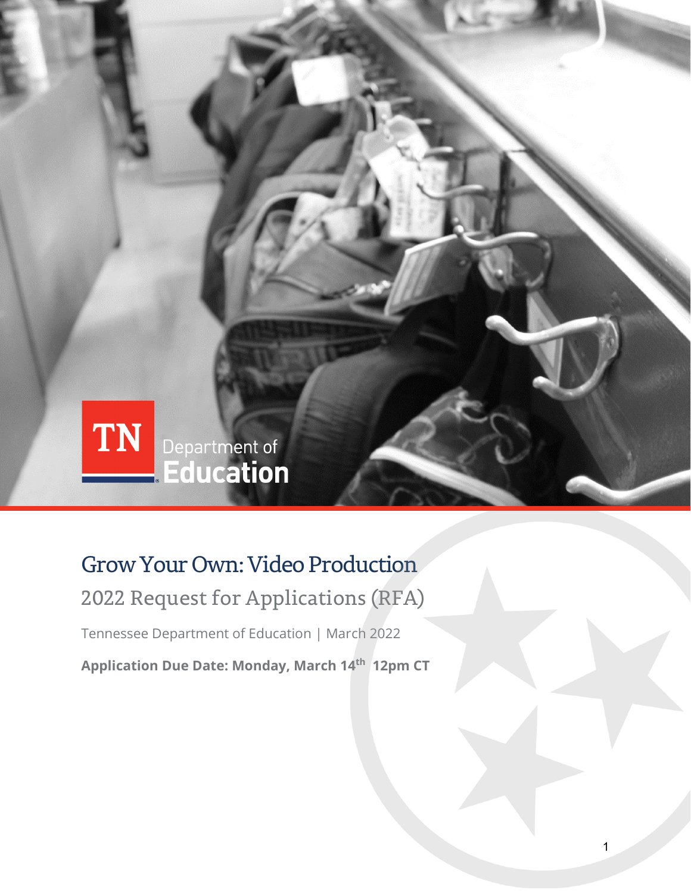TN Department of Education

# Grow Your Own: Video Production

## 2022 Request for Applications (RFA)

Tennessee Department of Education | March 2022

**Application Due Date: Monday, March 14th 12pm CT**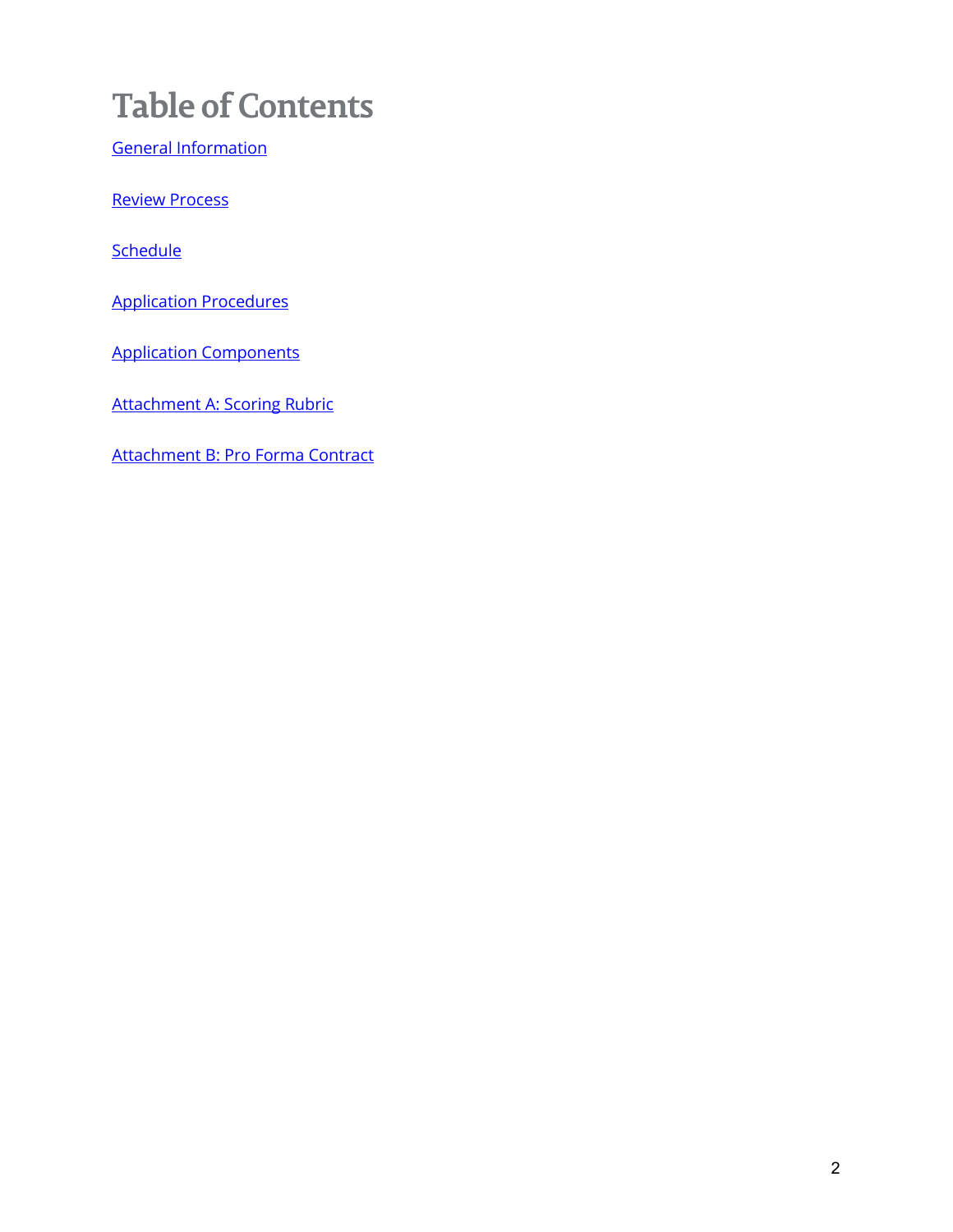# Table of Contents

[General Information]

[Review Process]

[Schedule]

[Application Procedures]

[Application Components]

[Attachment A: Scoring Rubric]

[Attachment B: Pro Forma Contract]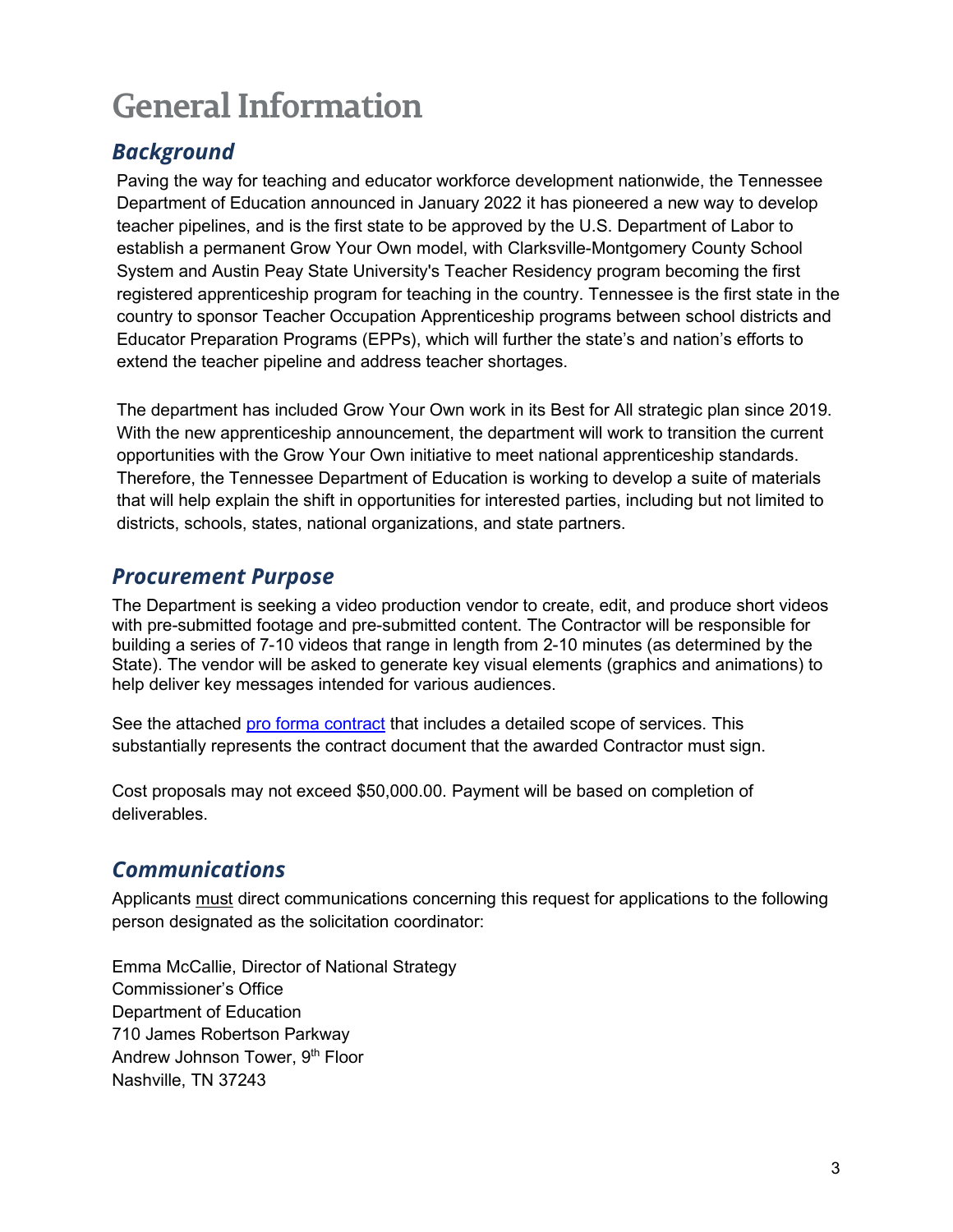# General Information

## *Background*

Paving the way for teaching and educator workforce development nationwide, the Tennessee Department of Education announced in January 2022 it has pioneered a new way to develop teacher pipelines, and is the first state to be approved by the U.S. Department of Labor to establish a permanent Grow Your Own model, with Clarksville-Montgomery County School System and Austin Peay State University's Teacher Residency program becoming the first registered apprenticeship program for teaching in the country. Tennessee is the first state in the country to sponsor Teacher Occupation Apprenticeship programs between school districts and Educator Preparation Programs (EPPs), which will further the state's and nation's efforts to extend the teacher pipeline and address teacher shortages.

The department has included Grow Your Own work in its Best for All strategic plan since 2019. With the new apprenticeship announcement, the department will work to transition the current opportunities with the Grow Your Own initiative to meet national apprenticeship standards. Therefore, the Tennessee Department of Education is working to develop a suite of materials that will help explain the shift in opportunities for interested parties, including but not limited to districts, schools, states, national organizations, and state partners.

## *Procurement Purpose*

The Department is seeking a video production vendor to create, edit, and produce short videos with pre-submitted footage and pre-submitted content. The Contractor will be responsible for building a series of 7-10 videos that range in length from 2-10 minutes (as determined by the State). The vendor will be asked to generate key visual elements (graphics and animations) to help deliver key messages intended for various audiences.

See the attached pro forma contract that includes a detailed scope of services. This substantially represents the contract document that the awarded Contractor must sign.

Cost proposals may not exceed $50,000.00. Payment will be based on completion of deliverables.

## *Communications*

Applicants must direct communications concerning this request for applications to the following person designated as the solicitation coordinator:

Emma McCallie, Director of National Strategy
Commissioner's Office
Department of Education
710 James Robertson Parkway
Andrew Johnson Tower, 9th Floor
Nashville, TN 37243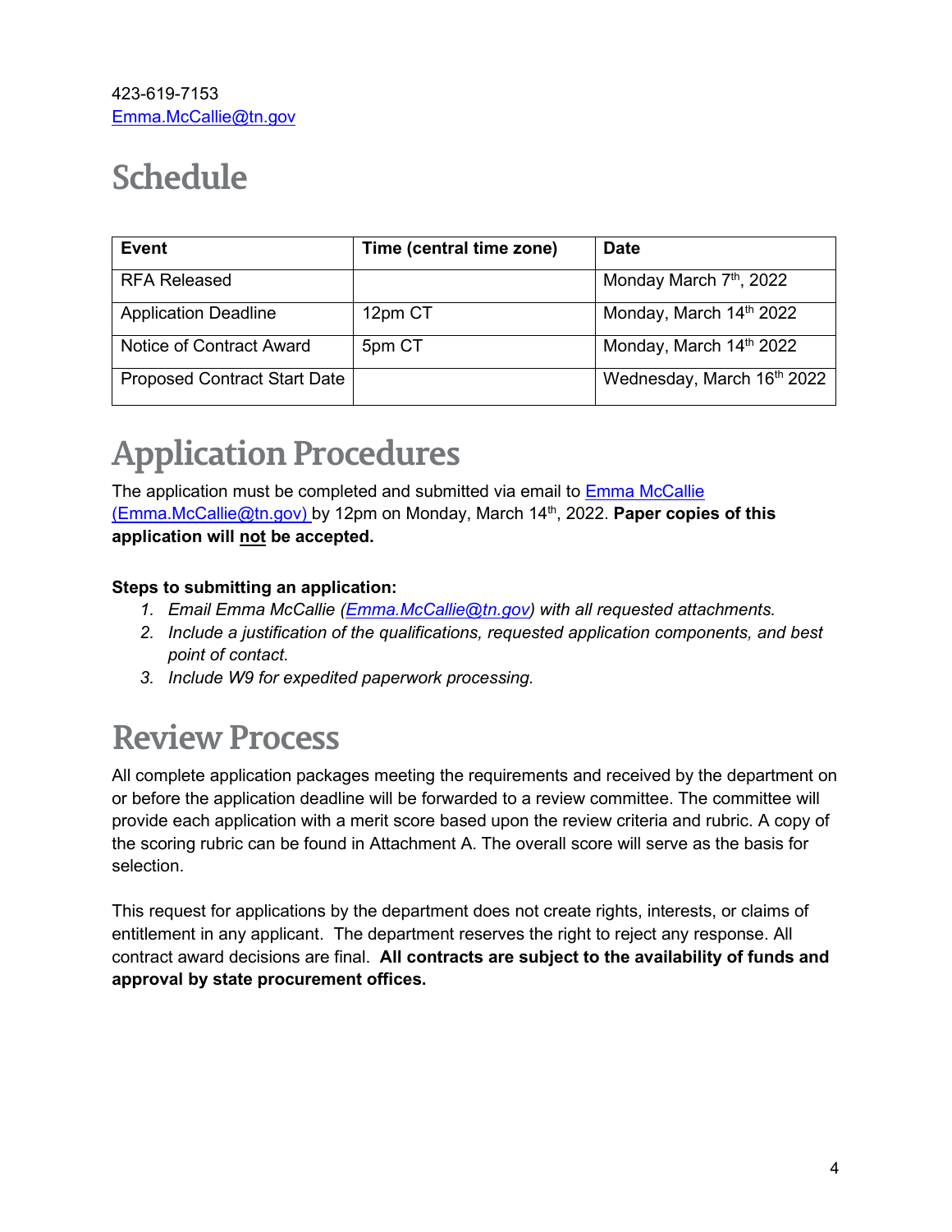423-619-7153
Emma.McCallie@tn.gov

# Schedule

| Event | Time (central time zone) | Date |
| --- | --- | --- |
| RFA Released | | Monday March 7th, 2022 |
| Application Deadline | 12pm CT | Monday, March 14th 2022 |
| Notice of Contract Award | 5pm CT | Monday, March 14th 2022 |
| Proposed Contract Start Date | | Wednesday, March 16th 2022 |

# Application Procedures

The application must be completed and submitted via email to Emma McCallie (Emma.McCallie@tn.gov) by 12pm on Monday, March 14th, 2022. **Paper copies of this application will not be accepted.**

**Steps to submitting an application:**

1. *Email Emma McCallie (Emma.McCallie@tn.gov) with all requested attachments.*
2. *Include a justification of the qualifications, requested application components, and best point of contact.*
3. *Include W9 for expedited paperwork processing.*

# Review Process

All complete application packages meeting the requirements and received by the department on or before the application deadline will be forwarded to a review committee. The committee will provide each application with a merit score based upon the review criteria and rubric. A copy of the scoring rubric can be found in Attachment A. The overall score will serve as the basis for selection.

This request for applications by the department does not create rights, interests, or claims of entitlement in any applicant. The department reserves the right to reject any response. All contract award decisions are final. **All contracts are subject to the availability of funds and approval by state procurement offices.**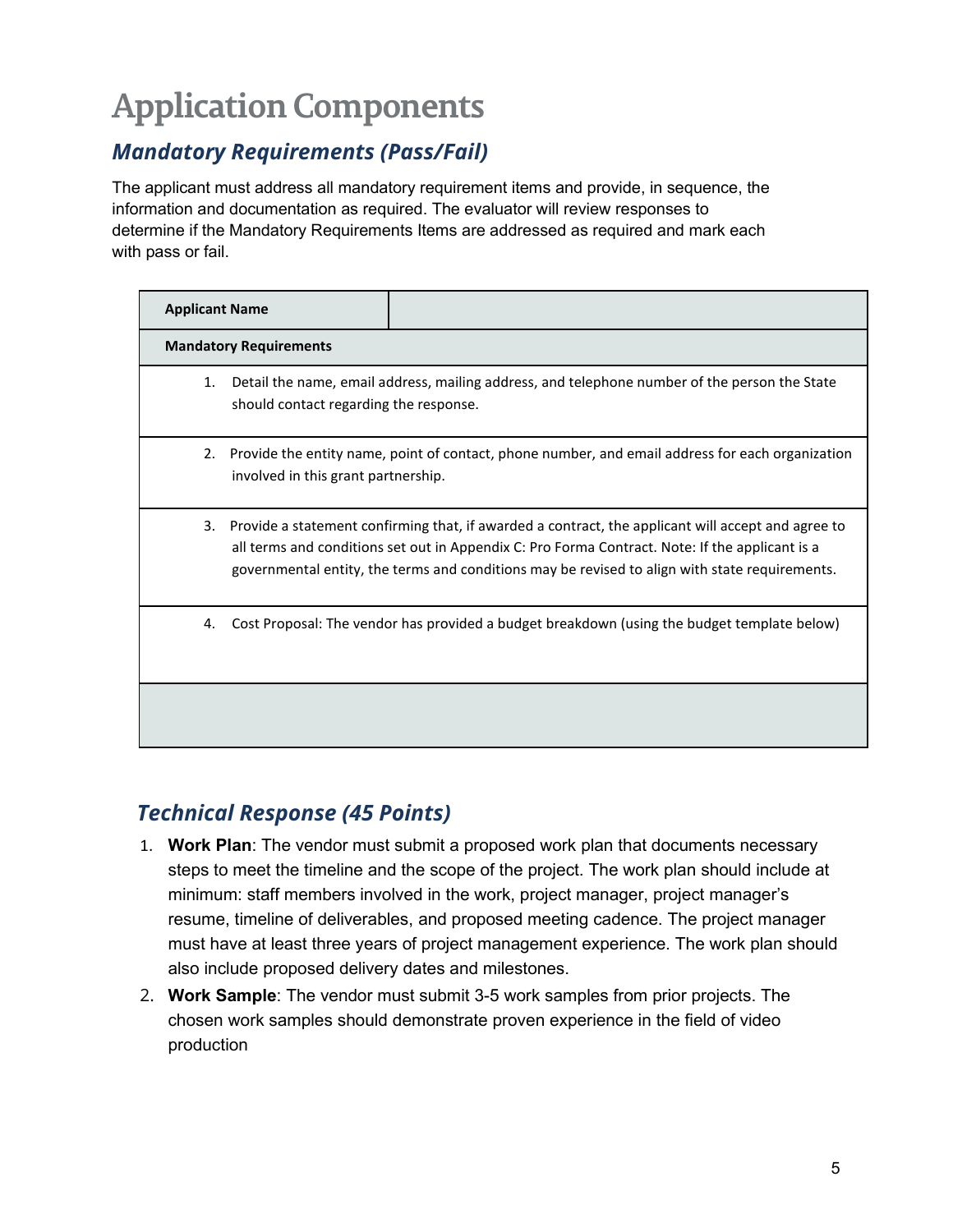# Application Components

## *Mandatory Requirements (Pass/Fail)*

The applicant must address all mandatory requirement items and provide, in sequence, the information and documentation as required. The evaluator will review responses to determine if the Mandatory Requirements Items are addressed as required and mark each with pass or fail.

| **Applicant Name** | |
|---|---|
| **Mandatory Requirements** | |
| 1. Detail the name, email address, mailing address, and telephone number of the person the State should contact regarding the response. | |
| 2. Provide the entity name, point of contact, phone number, and email address for each organization involved in this grant partnership. | |
| 3. Provide a statement confirming that, if awarded a contract, the applicant will accept and agree to all terms and conditions set out in Appendix C: Pro Forma Contract. Note: If the applicant is a governmental entity, the terms and conditions may be revised to align with state requirements. | |
| 4. Cost Proposal: The vendor has provided a budget breakdown (using the budget template below) | |
| | |

## *Technical Response (45 Points)*

1. **Work Plan**: The vendor must submit a proposed work plan that documents necessary steps to meet the timeline and the scope of the project. The work plan should include at minimum: staff members involved in the work, project manager, project manager's resume, timeline of deliverables, and proposed meeting cadence. The project manager must have at least three years of project management experience. The work plan should also include proposed delivery dates and milestones.
2. **Work Sample**: The vendor must submit 3-5 work samples from prior projects. The chosen work samples should demonstrate proven experience in the field of video production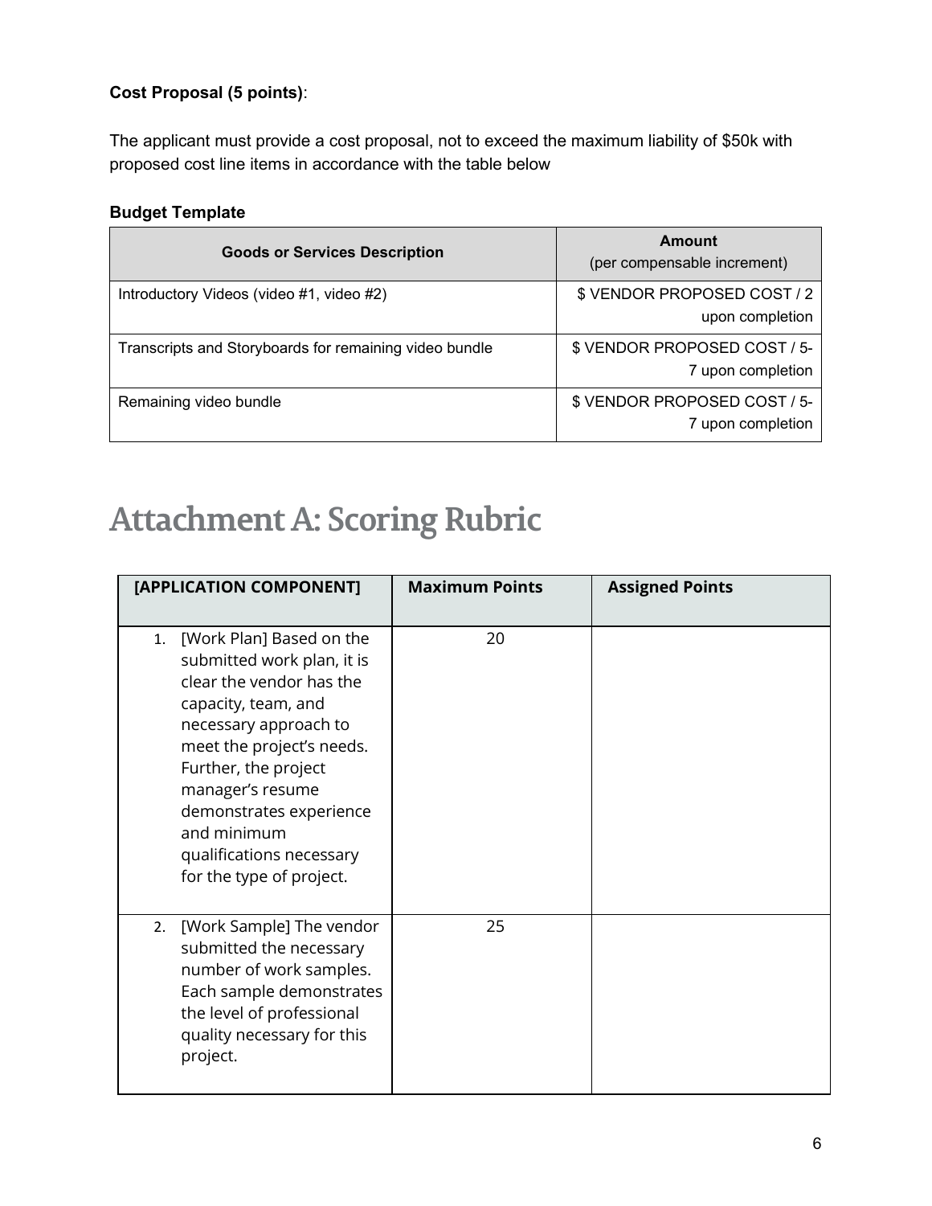**Cost Proposal (5 points)**:

The applicant must provide a cost proposal, not to exceed the maximum liability of $50k with proposed cost line items in accordance with the table below

**Budget Template**

| Goods or Services Description | Amount (per compensable increment) |
|---|---|
| Introductory Videos (video #1, video #2) | $ VENDOR PROPOSED COST / 2 upon completion |
| Transcripts and Storyboards for remaining video bundle | $ VENDOR PROPOSED COST / 5-7 upon completion |
| Remaining video bundle | $ VENDOR PROPOSED COST / 5-7 upon completion |

# Attachment A: Scoring Rubric

| [APPLICATION COMPONENT] | Maximum Points | Assigned Points |
|---|---|---|
| 1. [Work Plan] Based on the submitted work plan, it is clear the vendor has the capacity, team, and necessary approach to meet the project's needs. Further, the project manager's resume demonstrates experience and minimum qualifications necessary for the type of project. | 20 | |
| 2. [Work Sample] The vendor submitted the necessary number of work samples. Each sample demonstrates the level of professional quality necessary for this project. | 25 | |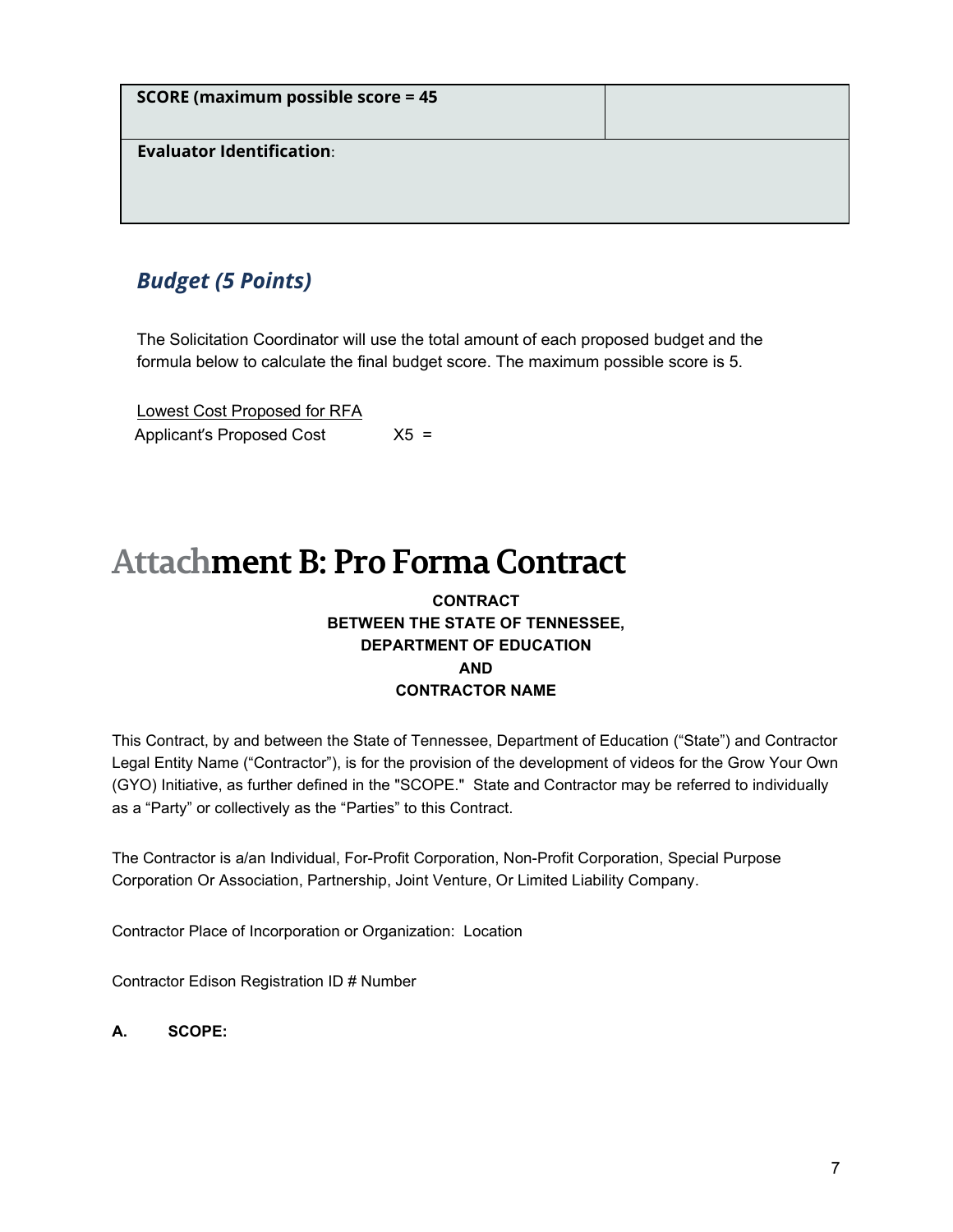| SCORE (maximum possible score = 45 | |
|---|---|
| **Evaluator Identification**: | |

### *Budget (5 Points)*

The Solicitation Coordinator will use the total amount of each proposed budget and the formula below to calculate the final budget score. The maximum possible score is 5.

$$\frac{\text{Lowest Cost Proposed for RFA}}{\text{Applicant's Proposed Cost}} \times 5 =$$

# Attachment B: Pro Forma Contract

**CONTRACT**
**BETWEEN THE STATE OF TENNESSEE,**
**DEPARTMENT OF EDUCATION**
**AND**
**CONTRACTOR NAME**

This Contract, by and between the State of Tennessee, Department of Education ("State") and Contractor Legal Entity Name ("Contractor"), is for the provision of the development of videos for the Grow Your Own (GYO) Initiative, as further defined in the "SCOPE." State and Contractor may be referred to individually as a "Party" or collectively as the "Parties" to this Contract.

The Contractor is a/an Individual, For-Profit Corporation, Non-Profit Corporation, Special Purpose Corporation Or Association, Partnership, Joint Venture, Or Limited Liability Company.

Contractor Place of Incorporation or Organization: Location

Contractor Edison Registration ID # Number

**A. SCOPE:**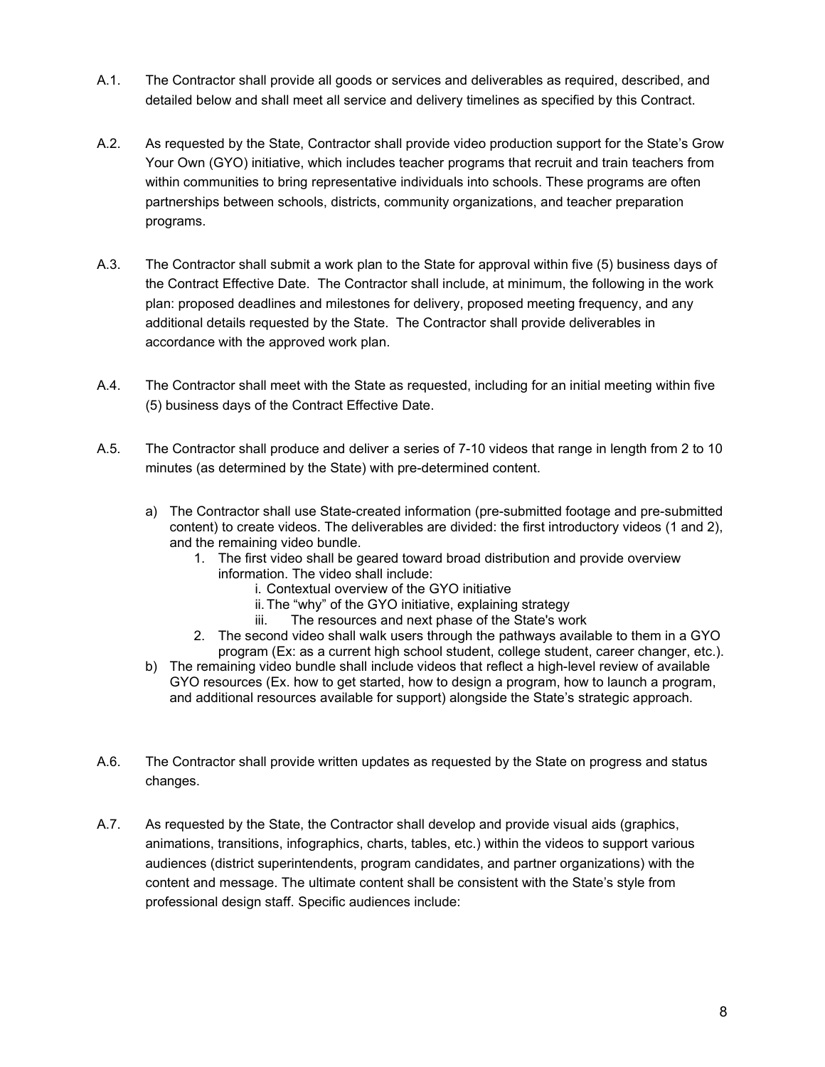A.1. The Contractor shall provide all goods or services and deliverables as required, described, and detailed below and shall meet all service and delivery timelines as specified by this Contract.

A.2. As requested by the State, Contractor shall provide video production support for the State's Grow Your Own (GYO) initiative, which includes teacher programs that recruit and train teachers from within communities to bring representative individuals into schools. These programs are often partnerships between schools, districts, community organizations, and teacher preparation programs.

A.3. The Contractor shall submit a work plan to the State for approval within five (5) business days of the Contract Effective Date. The Contractor shall include, at minimum, the following in the work plan: proposed deadlines and milestones for delivery, proposed meeting frequency, and any additional details requested by the State. The Contractor shall provide deliverables in accordance with the approved work plan.

A.4. The Contractor shall meet with the State as requested, including for an initial meeting within five (5) business days of the Contract Effective Date.

A.5. The Contractor shall produce and deliver a series of 7-10 videos that range in length from 2 to 10 minutes (as determined by the State) with pre-determined content.

a) The Contractor shall use State-created information (pre-submitted footage and pre-submitted content) to create videos. The deliverables are divided: the first introductory videos (1 and 2), and the remaining video bundle.
   1. The first video shall be geared toward broad distribution and provide overview information. The video shall include:
      i. Contextual overview of the GYO initiative
      ii. The "why" of the GYO initiative, explaining strategy
      iii. The resources and next phase of the State's work
   2. The second video shall walk users through the pathways available to them in a GYO program (Ex: as a current high school student, college student, career changer, etc.).

b) The remaining video bundle shall include videos that reflect a high-level review of available GYO resources (Ex. how to get started, how to design a program, how to launch a program, and additional resources available for support) alongside the State's strategic approach.

A.6. The Contractor shall provide written updates as requested by the State on progress and status changes.

A.7. As requested by the State, the Contractor shall develop and provide visual aids (graphics, animations, transitions, infographics, charts, tables, etc.) within the videos to support various audiences (district superintendents, program candidates, and partner organizations) with the content and message. The ultimate content shall be consistent with the State's style from professional design staff. Specific audiences include: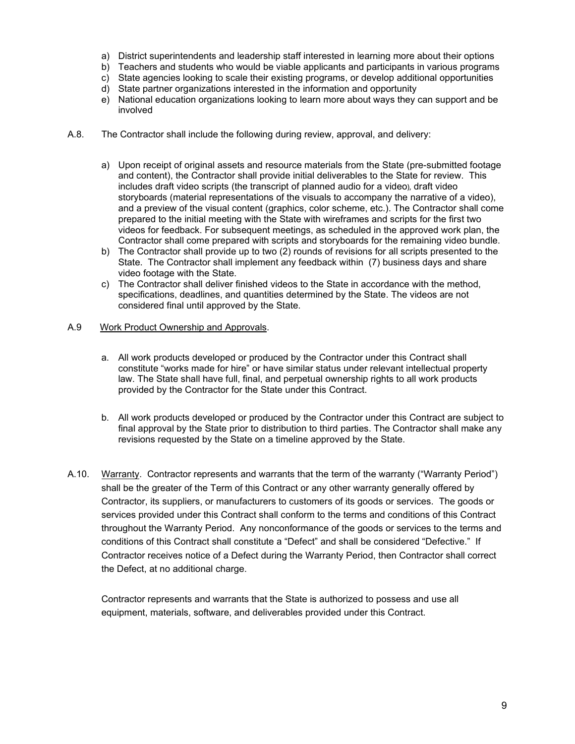a) District superintendents and leadership staff interested in learning more about their options
b) Teachers and students who would be viable applicants and participants in various programs
c) State agencies looking to scale their existing programs, or develop additional opportunities
d) State partner organizations interested in the information and opportunity
e) National education organizations looking to learn more about ways they can support and be involved

A.8. The Contractor shall include the following during review, approval, and delivery:

a) Upon receipt of original assets and resource materials from the State (pre-submitted footage and content), the Contractor shall provide initial deliverables to the State for review. This includes draft video scripts (the transcript of planned audio for a video), draft video storyboards (material representations of the visuals to accompany the narrative of a video), and a preview of the visual content (graphics, color scheme, etc.). The Contractor shall come prepared to the initial meeting with the State with wireframes and scripts for the first two videos for feedback. For subsequent meetings, as scheduled in the approved work plan, the Contractor shall come prepared with scripts and storyboards for the remaining video bundle.
b) The Contractor shall provide up to two (2) rounds of revisions for all scripts presented to the State. The Contractor shall implement any feedback within (7) business days and share video footage with the State.
c) The Contractor shall deliver finished videos to the State in accordance with the method, specifications, deadlines, and quantities determined by the State. The videos are not considered final until approved by the State.

A.9 Work Product Ownership and Approvals.

a. All work products developed or produced by the Contractor under this Contract shall constitute "works made for hire" or have similar status under relevant intellectual property law. The State shall have full, final, and perpetual ownership rights to all work products provided by the Contractor for the State under this Contract.

b. All work products developed or produced by the Contractor under this Contract are subject to final approval by the State prior to distribution to third parties. The Contractor shall make any revisions requested by the State on a timeline approved by the State.

A.10. Warranty. Contractor represents and warrants that the term of the warranty ("Warranty Period") shall be the greater of the Term of this Contract or any other warranty generally offered by Contractor, its suppliers, or manufacturers to customers of its goods or services. The goods or services provided under this Contract shall conform to the terms and conditions of this Contract throughout the Warranty Period. Any nonconformance of the goods or services to the terms and conditions of this Contract shall constitute a "Defect" and shall be considered "Defective." If Contractor receives notice of a Defect during the Warranty Period, then Contractor shall correct the Defect, at no additional charge.

Contractor represents and warrants that the State is authorized to possess and use all equipment, materials, software, and deliverables provided under this Contract.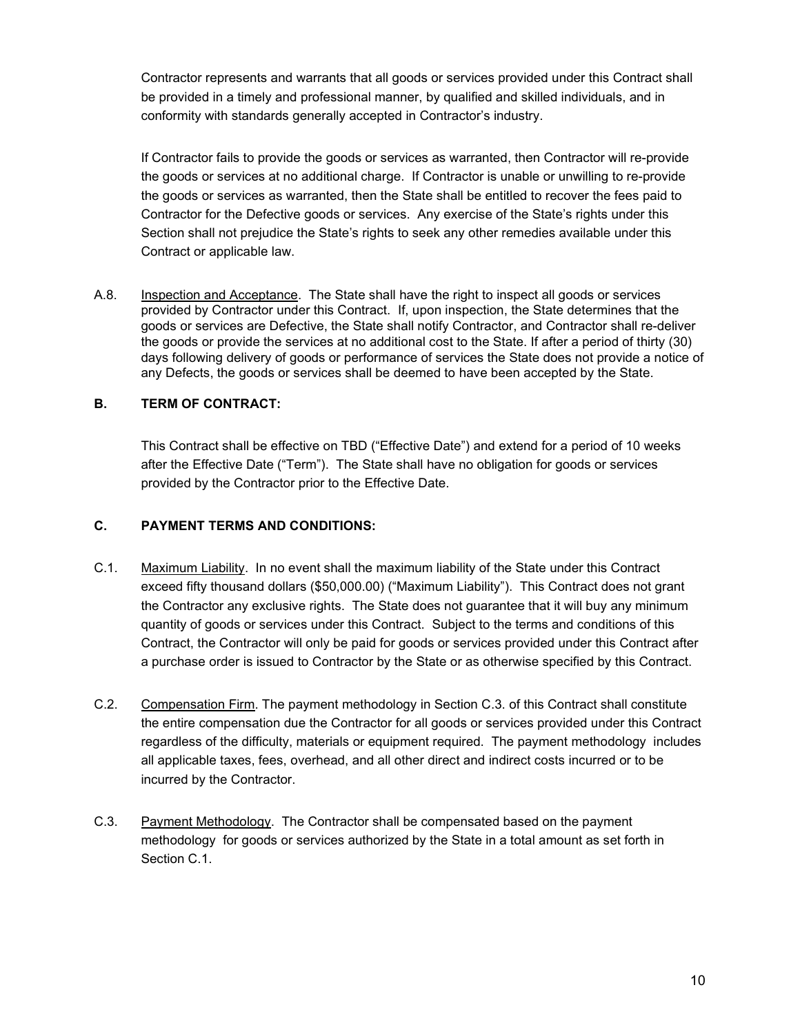Contractor represents and warrants that all goods or services provided under this Contract shall be provided in a timely and professional manner, by qualified and skilled individuals, and in conformity with standards generally accepted in Contractor's industry.

If Contractor fails to provide the goods or services as warranted, then Contractor will re-provide the goods or services at no additional charge. If Contractor is unable or unwilling to re-provide the goods or services as warranted, then the State shall be entitled to recover the fees paid to Contractor for the Defective goods or services. Any exercise of the State's rights under this Section shall not prejudice the State's rights to seek any other remedies available under this Contract or applicable law.

A.8. Inspection and Acceptance. The State shall have the right to inspect all goods or services provided by Contractor under this Contract. If, upon inspection, the State determines that the goods or services are Defective, the State shall notify Contractor, and Contractor shall re-deliver the goods or provide the services at no additional cost to the State. If after a period of thirty (30) days following delivery of goods or performance of services the State does not provide a notice of any Defects, the goods or services shall be deemed to have been accepted by the State.

**B. TERM OF CONTRACT:**

This Contract shall be effective on TBD ("Effective Date") and extend for a period of 10 weeks after the Effective Date ("Term"). The State shall have no obligation for goods or services provided by the Contractor prior to the Effective Date.

**C. PAYMENT TERMS AND CONDITIONS:**

C.1. Maximum Liability. In no event shall the maximum liability of the State under this Contract exceed fifty thousand dollars ($50,000.00) ("Maximum Liability"). This Contract does not grant the Contractor any exclusive rights. The State does not guarantee that it will buy any minimum quantity of goods or services under this Contract. Subject to the terms and conditions of this Contract, the Contractor will only be paid for goods or services provided under this Contract after a purchase order is issued to Contractor by the State or as otherwise specified by this Contract.

C.2. Compensation Firm. The payment methodology in Section C.3. of this Contract shall constitute the entire compensation due the Contractor for all goods or services provided under this Contract regardless of the difficulty, materials or equipment required. The payment methodology includes all applicable taxes, fees, overhead, and all other direct and indirect costs incurred or to be incurred by the Contractor.

C.3. Payment Methodology. The Contractor shall be compensated based on the payment methodology for goods or services authorized by the State in a total amount as set forth in Section C.1.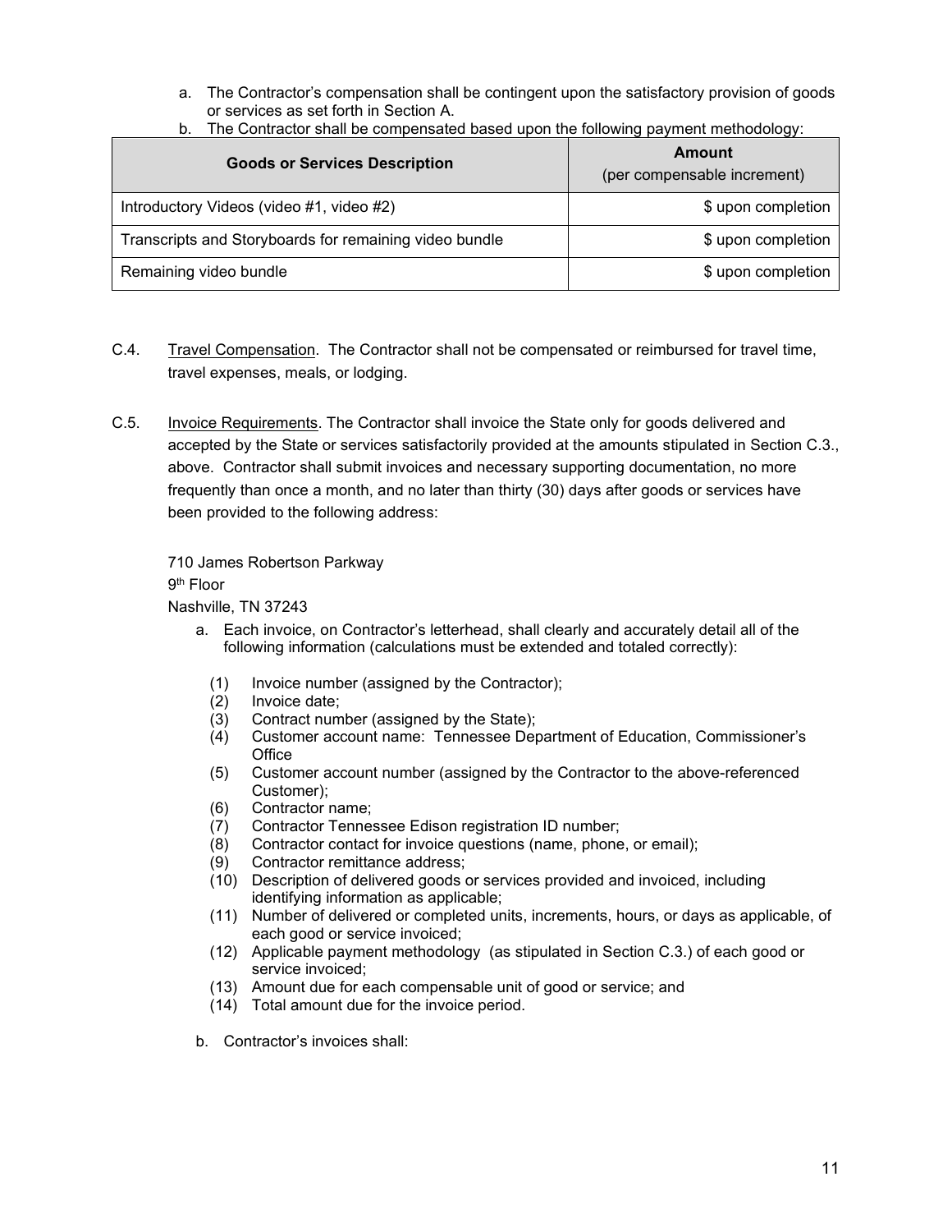a. The Contractor's compensation shall be contingent upon the satisfactory provision of goods or services as set forth in Section A.

b. The Contractor shall be compensated based upon the following payment methodology:

| Goods or Services Description | Amount (per compensable increment) |
|---|---|
| Introductory Videos (video #1, video #2) | $ upon completion |
| Transcripts and Storyboards for remaining video bundle | $ upon completion |
| Remaining video bundle | $ upon completion |

C.4. Travel Compensation. The Contractor shall not be compensated or reimbursed for travel time, travel expenses, meals, or lodging.

C.5. Invoice Requirements. The Contractor shall invoice the State only for goods delivered and accepted by the State or services satisfactorily provided at the amounts stipulated in Section C.3., above. Contractor shall submit invoices and necessary supporting documentation, no more frequently than once a month, and no later than thirty (30) days after goods or services have been provided to the following address:

710 James Robertson Parkway
9th Floor
Nashville, TN 37243

a. Each invoice, on Contractor's letterhead, shall clearly and accurately detail all of the following information (calculations must be extended and totaled correctly):

(1) Invoice number (assigned by the Contractor);
(2) Invoice date;
(3) Contract number (assigned by the State);
(4) Customer account name: Tennessee Department of Education, Commissioner's Office
(5) Customer account number (assigned by the Contractor to the above-referenced Customer);
(6) Contractor name;
(7) Contractor Tennessee Edison registration ID number;
(8) Contractor contact for invoice questions (name, phone, or email);
(9) Contractor remittance address;
(10) Description of delivered goods or services provided and invoiced, including identifying information as applicable;
(11) Number of delivered or completed units, increments, hours, or days as applicable, of each good or service invoiced;
(12) Applicable payment methodology (as stipulated in Section C.3.) of each good or service invoiced;
(13) Amount due for each compensable unit of good or service; and
(14) Total amount due for the invoice period.

b. Contractor's invoices shall: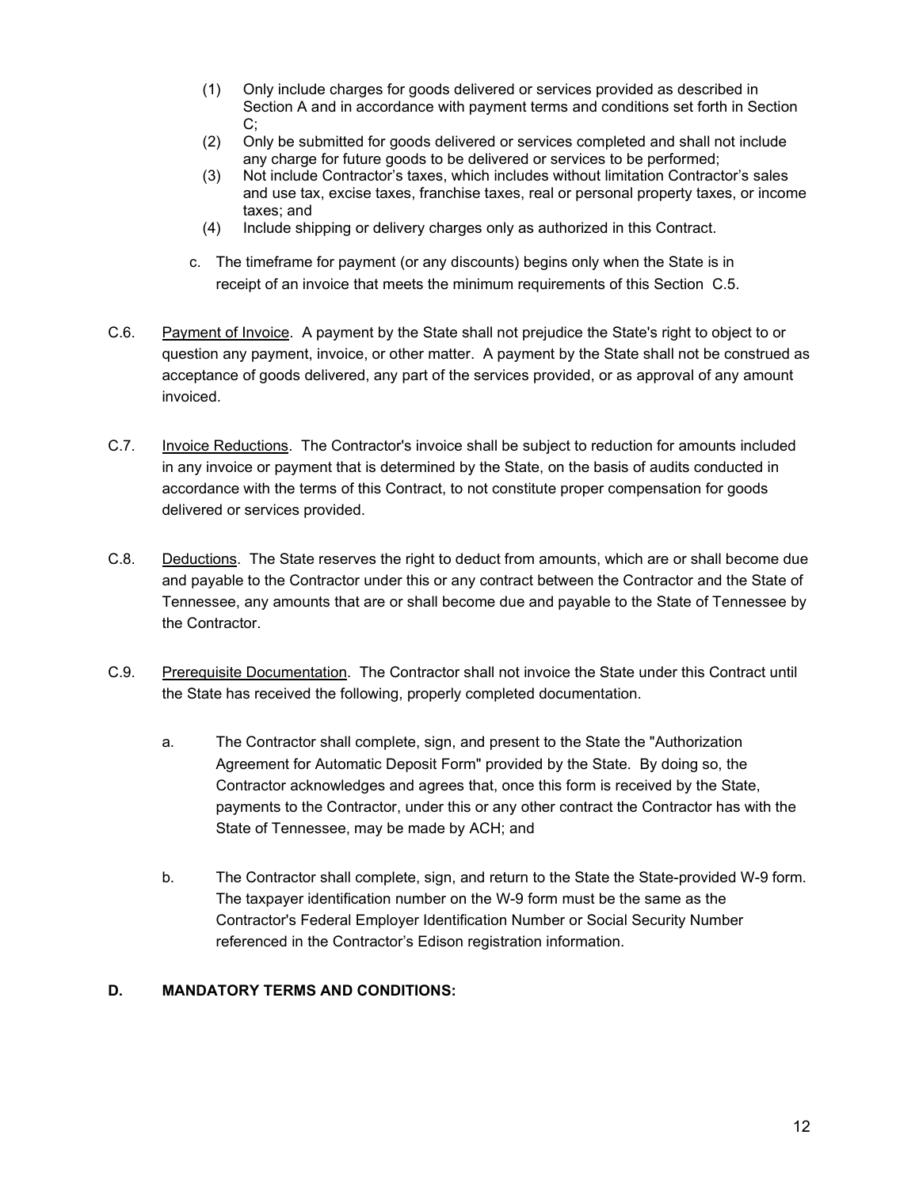(1) Only include charges for goods delivered or services provided as described in Section A and in accordance with payment terms and conditions set forth in Section C;
(2) Only be submitted for goods delivered or services completed and shall not include any charge for future goods to be delivered or services to be performed;
(3) Not include Contractor's taxes, which includes without limitation Contractor's sales and use tax, excise taxes, franchise taxes, real or personal property taxes, or income taxes; and
(4) Include shipping or delivery charges only as authorized in this Contract.

c. The timeframe for payment (or any discounts) begins only when the State is in receipt of an invoice that meets the minimum requirements of this Section C.5.

C.6. Payment of Invoice. A payment by the State shall not prejudice the State's right to object to or question any payment, invoice, or other matter. A payment by the State shall not be construed as acceptance of goods delivered, any part of the services provided, or as approval of any amount invoiced.

C.7. Invoice Reductions. The Contractor's invoice shall be subject to reduction for amounts included in any invoice or payment that is determined by the State, on the basis of audits conducted in accordance with the terms of this Contract, to not constitute proper compensation for goods delivered or services provided.

C.8. Deductions. The State reserves the right to deduct from amounts, which are or shall become due and payable to the Contractor under this or any contract between the Contractor and the State of Tennessee, any amounts that are or shall become due and payable to the State of Tennessee by the Contractor.

C.9. Prerequisite Documentation. The Contractor shall not invoice the State under this Contract until the State has received the following, properly completed documentation.

a. The Contractor shall complete, sign, and present to the State the "Authorization Agreement for Automatic Deposit Form" provided by the State. By doing so, the Contractor acknowledges and agrees that, once this form is received by the State, payments to the Contractor, under this or any other contract the Contractor has with the State of Tennessee, may be made by ACH; and

b. The Contractor shall complete, sign, and return to the State the State-provided W-9 form. The taxpayer identification number on the W-9 form must be the same as the Contractor's Federal Employer Identification Number or Social Security Number referenced in the Contractor's Edison registration information.

## D. MANDATORY TERMS AND CONDITIONS: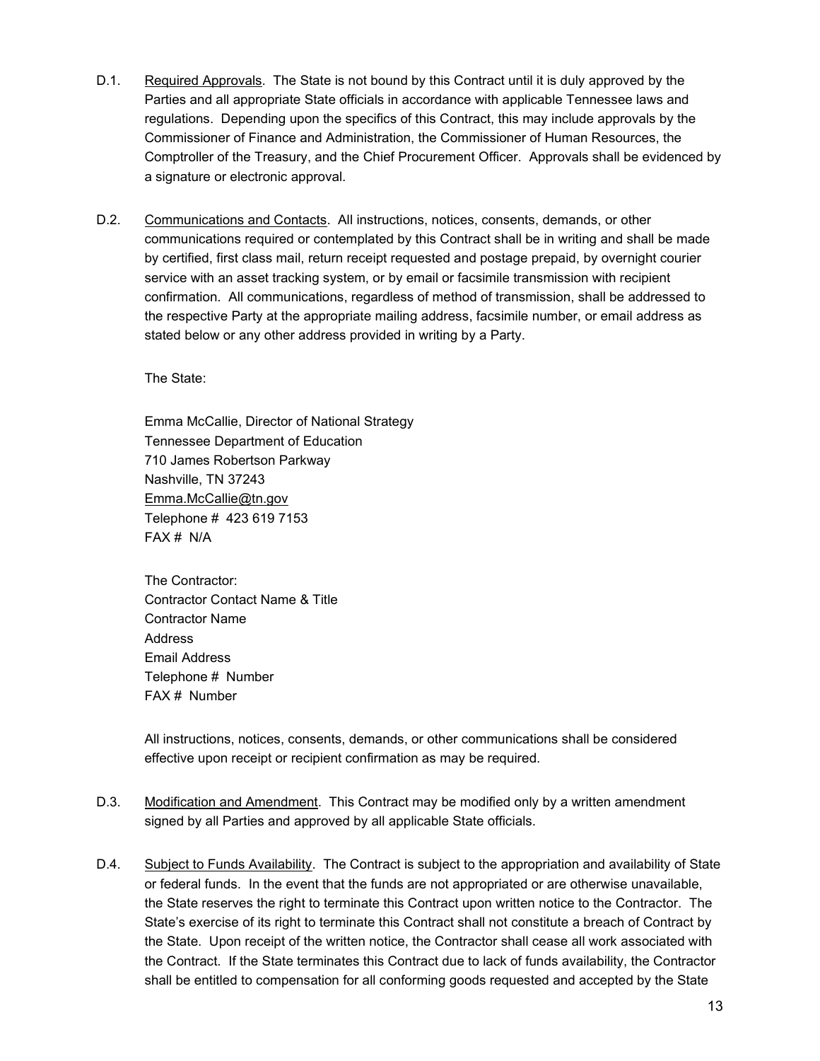D.1. Required Approvals. The State is not bound by this Contract until it is duly approved by the Parties and all appropriate State officials in accordance with applicable Tennessee laws and regulations. Depending upon the specifics of this Contract, this may include approvals by the Commissioner of Finance and Administration, the Commissioner of Human Resources, the Comptroller of the Treasury, and the Chief Procurement Officer. Approvals shall be evidenced by a signature or electronic approval.

D.2. Communications and Contacts. All instructions, notices, consents, demands, or other communications required or contemplated by this Contract shall be in writing and shall be made by certified, first class mail, return receipt requested and postage prepaid, by overnight courier service with an asset tracking system, or by email or facsimile transmission with recipient confirmation. All communications, regardless of method of transmission, shall be addressed to the respective Party at the appropriate mailing address, facsimile number, or email address as stated below or any other address provided in writing by a Party.

The State:

Emma McCallie, Director of National Strategy
Tennessee Department of Education
710 James Robertson Parkway
Nashville, TN 37243
Emma.McCallie@tn.gov
Telephone # 423 619 7153
FAX # N/A

The Contractor:
Contractor Contact Name & Title
Contractor Name
Address
Email Address
Telephone # Number
FAX # Number

All instructions, notices, consents, demands, or other communications shall be considered effective upon receipt or recipient confirmation as may be required.

D.3. Modification and Amendment. This Contract may be modified only by a written amendment signed by all Parties and approved by all applicable State officials.

D.4. Subject to Funds Availability. The Contract is subject to the appropriation and availability of State or federal funds. In the event that the funds are not appropriated or are otherwise unavailable, the State reserves the right to terminate this Contract upon written notice to the Contractor. The State's exercise of its right to terminate this Contract shall not constitute a breach of Contract by the State. Upon receipt of the written notice, the Contractor shall cease all work associated with the Contract. If the State terminates this Contract due to lack of funds availability, the Contractor shall be entitled to compensation for all conforming goods requested and accepted by the State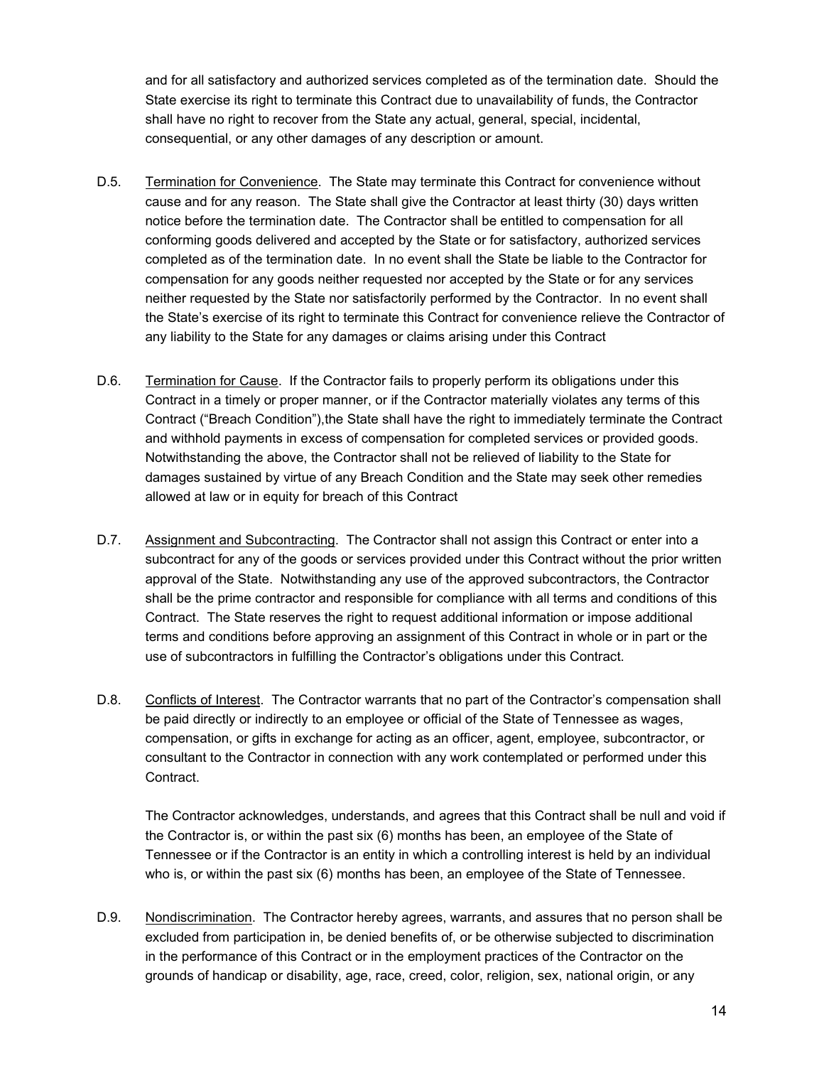and for all satisfactory and authorized services completed as of the termination date. Should the State exercise its right to terminate this Contract due to unavailability of funds, the Contractor shall have no right to recover from the State any actual, general, special, incidental, consequential, or any other damages of any description or amount.

D.5. Termination for Convenience. The State may terminate this Contract for convenience without cause and for any reason. The State shall give the Contractor at least thirty (30) days written notice before the termination date. The Contractor shall be entitled to compensation for all conforming goods delivered and accepted by the State or for satisfactory, authorized services completed as of the termination date. In no event shall the State be liable to the Contractor for compensation for any goods neither requested nor accepted by the State or for any services neither requested by the State nor satisfactorily performed by the Contractor. In no event shall the State's exercise of its right to terminate this Contract for convenience relieve the Contractor of any liability to the State for any damages or claims arising under this Contract

D.6. Termination for Cause. If the Contractor fails to properly perform its obligations under this Contract in a timely or proper manner, or if the Contractor materially violates any terms of this Contract ("Breach Condition"),the State shall have the right to immediately terminate the Contract and withhold payments in excess of compensation for completed services or provided goods. Notwithstanding the above, the Contractor shall not be relieved of liability to the State for damages sustained by virtue of any Breach Condition and the State may seek other remedies allowed at law or in equity for breach of this Contract

D.7. Assignment and Subcontracting. The Contractor shall not assign this Contract or enter into a subcontract for any of the goods or services provided under this Contract without the prior written approval of the State. Notwithstanding any use of the approved subcontractors, the Contractor shall be the prime contractor and responsible for compliance with all terms and conditions of this Contract. The State reserves the right to request additional information or impose additional terms and conditions before approving an assignment of this Contract in whole or in part or the use of subcontractors in fulfilling the Contractor's obligations under this Contract.

D.8. Conflicts of Interest. The Contractor warrants that no part of the Contractor's compensation shall be paid directly or indirectly to an employee or official of the State of Tennessee as wages, compensation, or gifts in exchange for acting as an officer, agent, employee, subcontractor, or consultant to the Contractor in connection with any work contemplated or performed under this Contract.

The Contractor acknowledges, understands, and agrees that this Contract shall be null and void if the Contractor is, or within the past six (6) months has been, an employee of the State of Tennessee or if the Contractor is an entity in which a controlling interest is held by an individual who is, or within the past six (6) months has been, an employee of the State of Tennessee.

D.9. Nondiscrimination. The Contractor hereby agrees, warrants, and assures that no person shall be excluded from participation in, be denied benefits of, or be otherwise subjected to discrimination in the performance of this Contract or in the employment practices of the Contractor on the grounds of handicap or disability, age, race, creed, color, religion, sex, national origin, or any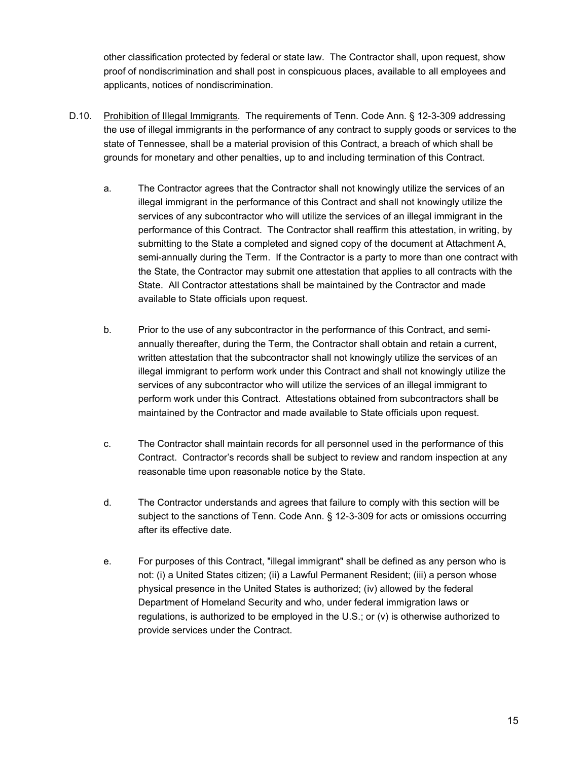other classification protected by federal or state law. The Contractor shall, upon request, show proof of nondiscrimination and shall post in conspicuous places, available to all employees and applicants, notices of nondiscrimination.

D.10. Prohibition of Illegal Immigrants. The requirements of Tenn. Code Ann. § 12-3-309 addressing the use of illegal immigrants in the performance of any contract to supply goods or services to the state of Tennessee, shall be a material provision of this Contract, a breach of which shall be grounds for monetary and other penalties, up to and including termination of this Contract.

a. The Contractor agrees that the Contractor shall not knowingly utilize the services of an illegal immigrant in the performance of this Contract and shall not knowingly utilize the services of any subcontractor who will utilize the services of an illegal immigrant in the performance of this Contract. The Contractor shall reaffirm this attestation, in writing, by submitting to the State a completed and signed copy of the document at Attachment A, semi-annually during the Term. If the Contractor is a party to more than one contract with the State, the Contractor may submit one attestation that applies to all contracts with the State. All Contractor attestations shall be maintained by the Contractor and made available to State officials upon request.

b. Prior to the use of any subcontractor in the performance of this Contract, and semi-annually thereafter, during the Term, the Contractor shall obtain and retain a current, written attestation that the subcontractor shall not knowingly utilize the services of an illegal immigrant to perform work under this Contract and shall not knowingly utilize the services of any subcontractor who will utilize the services of an illegal immigrant to perform work under this Contract. Attestations obtained from subcontractors shall be maintained by the Contractor and made available to State officials upon request.

c. The Contractor shall maintain records for all personnel used in the performance of this Contract. Contractor's records shall be subject to review and random inspection at any reasonable time upon reasonable notice by the State.

d. The Contractor understands and agrees that failure to comply with this section will be subject to the sanctions of Tenn. Code Ann. § 12-3-309 for acts or omissions occurring after its effective date.

e. For purposes of this Contract, "illegal immigrant" shall be defined as any person who is not: (i) a United States citizen; (ii) a Lawful Permanent Resident; (iii) a person whose physical presence in the United States is authorized; (iv) allowed by the federal Department of Homeland Security and who, under federal immigration laws or regulations, is authorized to be employed in the U.S.; or (v) is otherwise authorized to provide services under the Contract.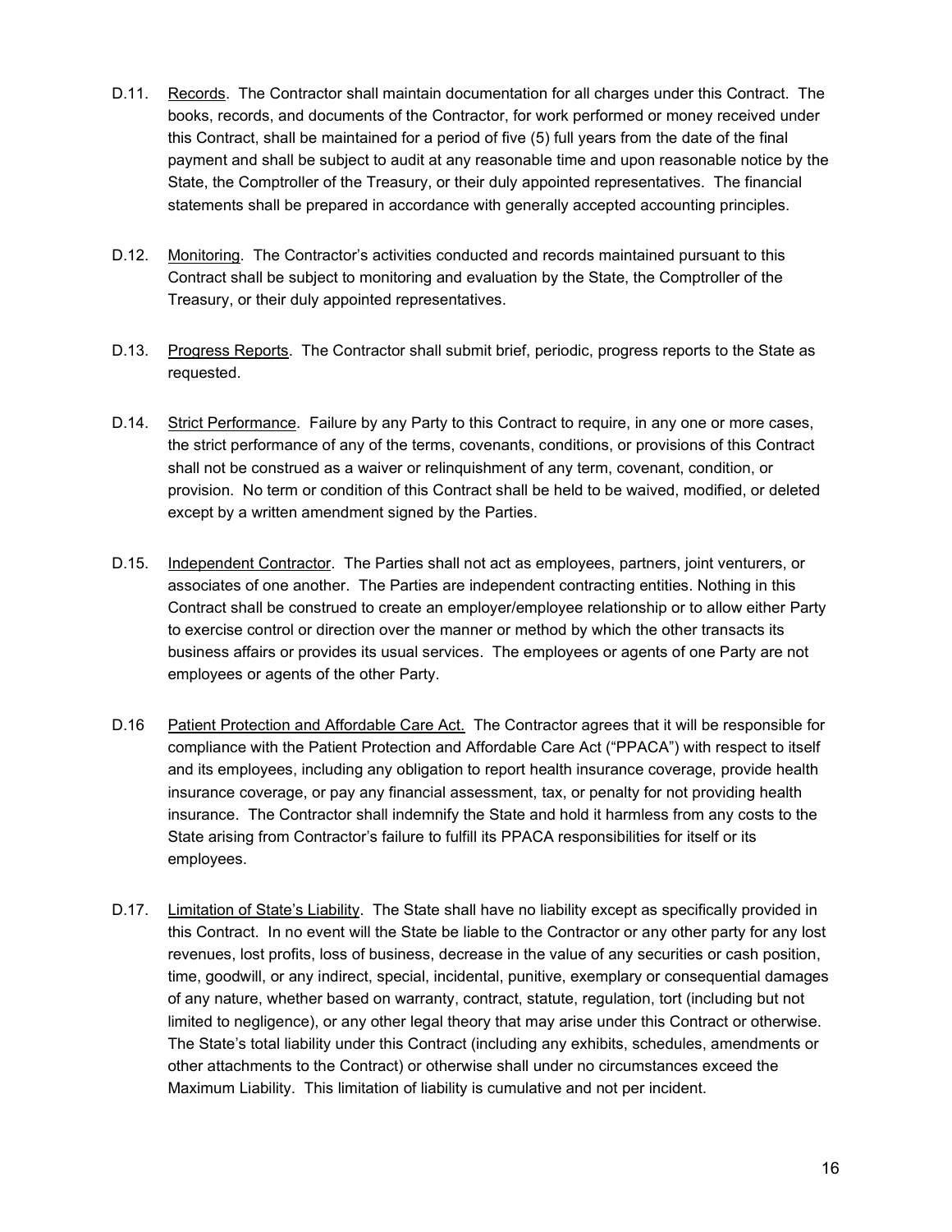D.11. Records. The Contractor shall maintain documentation for all charges under this Contract. The books, records, and documents of the Contractor, for work performed or money received under this Contract, shall be maintained for a period of five (5) full years from the date of the final payment and shall be subject to audit at any reasonable time and upon reasonable notice by the State, the Comptroller of the Treasury, or their duly appointed representatives. The financial statements shall be prepared in accordance with generally accepted accounting principles.

D.12. Monitoring. The Contractor's activities conducted and records maintained pursuant to this Contract shall be subject to monitoring and evaluation by the State, the Comptroller of the Treasury, or their duly appointed representatives.

D.13. Progress Reports. The Contractor shall submit brief, periodic, progress reports to the State as requested.

D.14. Strict Performance. Failure by any Party to this Contract to require, in any one or more cases, the strict performance of any of the terms, covenants, conditions, or provisions of this Contract shall not be construed as a waiver or relinquishment of any term, covenant, condition, or provision. No term or condition of this Contract shall be held to be waived, modified, or deleted except by a written amendment signed by the Parties.

D.15. Independent Contractor. The Parties shall not act as employees, partners, joint venturers, or associates of one another. The Parties are independent contracting entities. Nothing in this Contract shall be construed to create an employer/employee relationship or to allow either Party to exercise control or direction over the manner or method by which the other transacts its business affairs or provides its usual services. The employees or agents of one Party are not employees or agents of the other Party.

D.16 Patient Protection and Affordable Care Act. The Contractor agrees that it will be responsible for compliance with the Patient Protection and Affordable Care Act ("PPACA") with respect to itself and its employees, including any obligation to report health insurance coverage, provide health insurance coverage, or pay any financial assessment, tax, or penalty for not providing health insurance. The Contractor shall indemnify the State and hold it harmless from any costs to the State arising from Contractor's failure to fulfill its PPACA responsibilities for itself or its employees.

D.17. Limitation of State's Liability. The State shall have no liability except as specifically provided in this Contract. In no event will the State be liable to the Contractor or any other party for any lost revenues, lost profits, loss of business, decrease in the value of any securities or cash position, time, goodwill, or any indirect, special, incidental, punitive, exemplary or consequential damages of any nature, whether based on warranty, contract, statute, regulation, tort (including but not limited to negligence), or any other legal theory that may arise under this Contract or otherwise. The State's total liability under this Contract (including any exhibits, schedules, amendments or other attachments to the Contract) or otherwise shall under no circumstances exceed the Maximum Liability. This limitation of liability is cumulative and not per incident.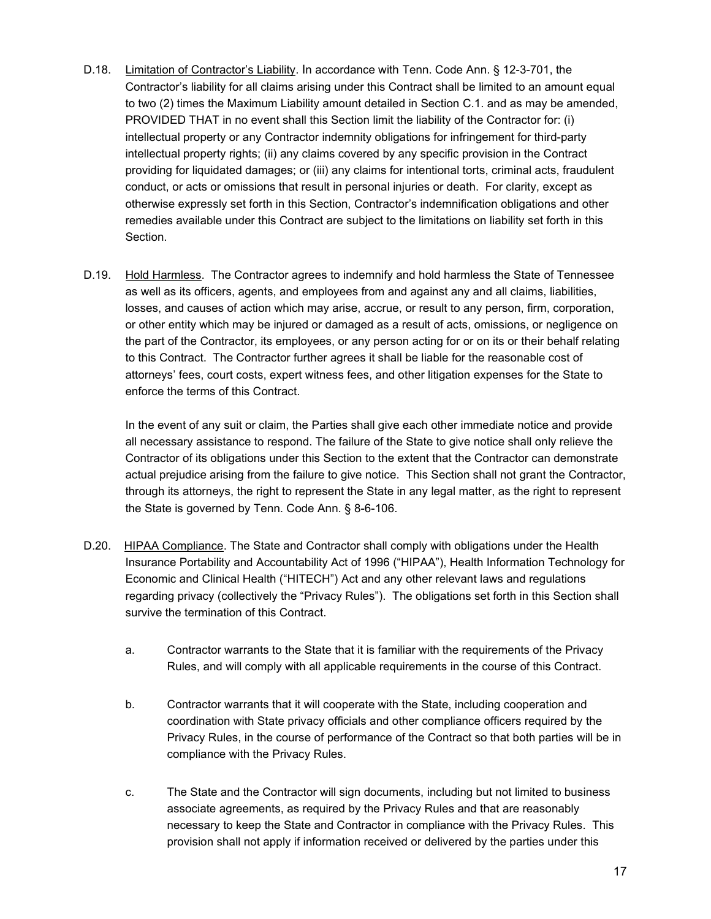D.18. <u>Limitation of Contractor's Liability</u>. In accordance with Tenn. Code Ann. § 12-3-701, the Contractor's liability for all claims arising under this Contract shall be limited to an amount equal to two (2) times the Maximum Liability amount detailed in Section C.1. and as may be amended, PROVIDED THAT in no event shall this Section limit the liability of the Contractor for: (i) intellectual property or any Contractor indemnity obligations for infringement for third-party intellectual property rights; (ii) any claims covered by any specific provision in the Contract providing for liquidated damages; or (iii) any claims for intentional torts, criminal acts, fraudulent conduct, or acts or omissions that result in personal injuries or death. For clarity, except as otherwise expressly set forth in this Section, Contractor's indemnification obligations and other remedies available under this Contract are subject to the limitations on liability set forth in this Section.

D.19. <u>Hold Harmless</u>. The Contractor agrees to indemnify and hold harmless the State of Tennessee as well as its officers, agents, and employees from and against any and all claims, liabilities, losses, and causes of action which may arise, accrue, or result to any person, firm, corporation, or other entity which may be injured or damaged as a result of acts, omissions, or negligence on the part of the Contractor, its employees, or any person acting for or on its or their behalf relating to this Contract. The Contractor further agrees it shall be liable for the reasonable cost of attorneys' fees, court costs, expert witness fees, and other litigation expenses for the State to enforce the terms of this Contract.

In the event of any suit or claim, the Parties shall give each other immediate notice and provide all necessary assistance to respond. The failure of the State to give notice shall only relieve the Contractor of its obligations under this Section to the extent that the Contractor can demonstrate actual prejudice arising from the failure to give notice. This Section shall not grant the Contractor, through its attorneys, the right to represent the State in any legal matter, as the right to represent the State is governed by Tenn. Code Ann. § 8-6-106.

D.20. <u>HIPAA Compliance</u>. The State and Contractor shall comply with obligations under the Health Insurance Portability and Accountability Act of 1996 ("HIPAA"), Health Information Technology for Economic and Clinical Health ("HITECH") Act and any other relevant laws and regulations regarding privacy (collectively the "Privacy Rules"). The obligations set forth in this Section shall survive the termination of this Contract.

a. Contractor warrants to the State that it is familiar with the requirements of the Privacy Rules, and will comply with all applicable requirements in the course of this Contract.

b. Contractor warrants that it will cooperate with the State, including cooperation and coordination with State privacy officials and other compliance officers required by the Privacy Rules, in the course of performance of the Contract so that both parties will be in compliance with the Privacy Rules.

c. The State and the Contractor will sign documents, including but not limited to business associate agreements, as required by the Privacy Rules and that are reasonably necessary to keep the State and Contractor in compliance with the Privacy Rules. This provision shall not apply if information received or delivered by the parties under this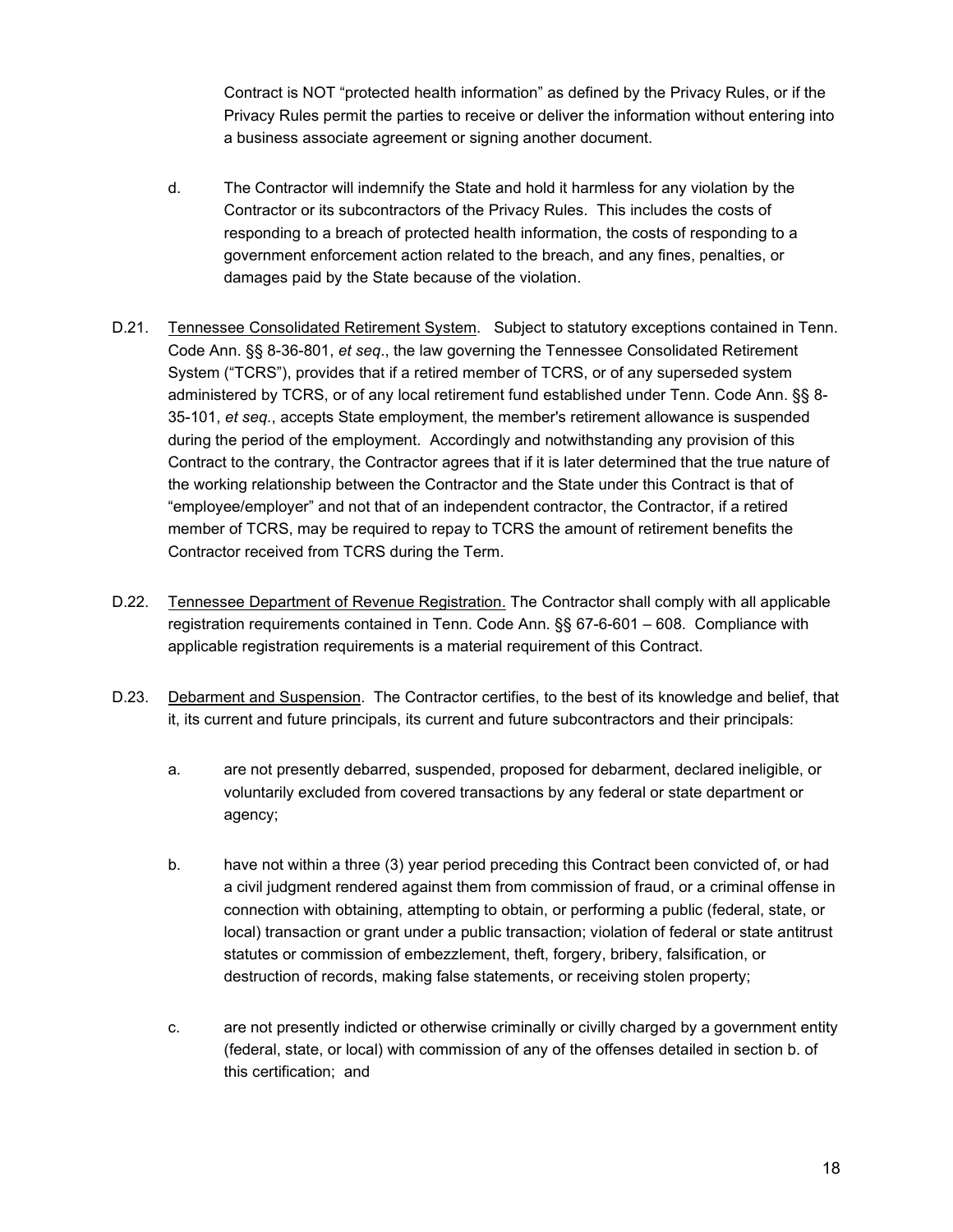Contract is NOT "protected health information" as defined by the Privacy Rules, or if the Privacy Rules permit the parties to receive or deliver the information without entering into a business associate agreement or signing another document.

d. The Contractor will indemnify the State and hold it harmless for any violation by the Contractor or its subcontractors of the Privacy Rules. This includes the costs of responding to a breach of protected health information, the costs of responding to a government enforcement action related to the breach, and any fines, penalties, or damages paid by the State because of the violation.

D.21. Tennessee Consolidated Retirement System. Subject to statutory exceptions contained in Tenn. Code Ann. §§ 8-36-801, *et seq*., the law governing the Tennessee Consolidated Retirement System ("TCRS"), provides that if a retired member of TCRS, or of any superseded system administered by TCRS, or of any local retirement fund established under Tenn. Code Ann. §§ 8-35-101, *et seq*., accepts State employment, the member's retirement allowance is suspended during the period of the employment. Accordingly and notwithstanding any provision of this Contract to the contrary, the Contractor agrees that if it is later determined that the true nature of the working relationship between the Contractor and the State under this Contract is that of "employee/employer" and not that of an independent contractor, the Contractor, if a retired member of TCRS, may be required to repay to TCRS the amount of retirement benefits the Contractor received from TCRS during the Term.

D.22. Tennessee Department of Revenue Registration. The Contractor shall comply with all applicable registration requirements contained in Tenn. Code Ann. §§ 67-6-601 – 608. Compliance with applicable registration requirements is a material requirement of this Contract.

D.23. Debarment and Suspension. The Contractor certifies, to the best of its knowledge and belief, that it, its current and future principals, its current and future subcontractors and their principals:

a. are not presently debarred, suspended, proposed for debarment, declared ineligible, or voluntarily excluded from covered transactions by any federal or state department or agency;

b. have not within a three (3) year period preceding this Contract been convicted of, or had a civil judgment rendered against them from commission of fraud, or a criminal offense in connection with obtaining, attempting to obtain, or performing a public (federal, state, or local) transaction or grant under a public transaction; violation of federal or state antitrust statutes or commission of embezzlement, theft, forgery, bribery, falsification, or destruction of records, making false statements, or receiving stolen property;

c. are not presently indicted or otherwise criminally or civilly charged by a government entity (federal, state, or local) with commission of any of the offenses detailed in section b. of this certification; and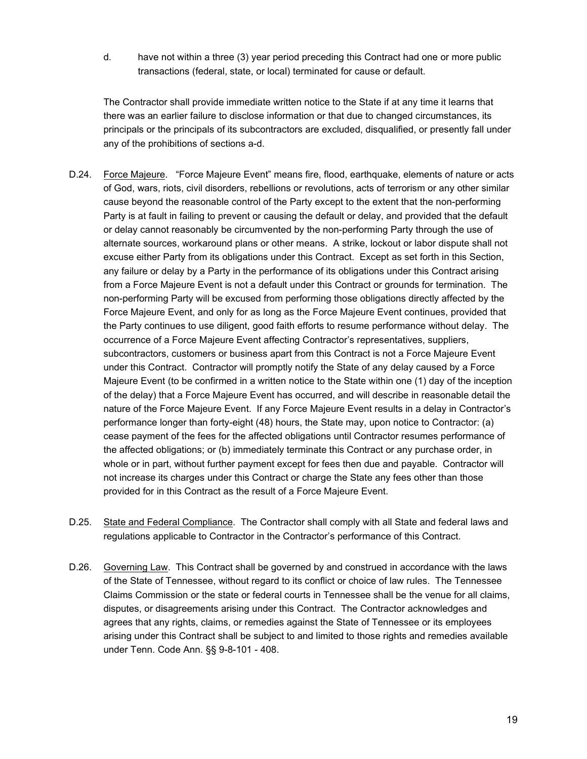d. have not within a three (3) year period preceding this Contract had one or more public transactions (federal, state, or local) terminated for cause or default.

The Contractor shall provide immediate written notice to the State if at any time it learns that there was an earlier failure to disclose information or that due to changed circumstances, its principals or the principals of its subcontractors are excluded, disqualified, or presently fall under any of the prohibitions of sections a-d.

D.24. Force Majeure. "Force Majeure Event" means fire, flood, earthquake, elements of nature or acts of God, wars, riots, civil disorders, rebellions or revolutions, acts of terrorism or any other similar cause beyond the reasonable control of the Party except to the extent that the non-performing Party is at fault in failing to prevent or causing the default or delay, and provided that the default or delay cannot reasonably be circumvented by the non-performing Party through the use of alternate sources, workaround plans or other means. A strike, lockout or labor dispute shall not excuse either Party from its obligations under this Contract. Except as set forth in this Section, any failure or delay by a Party in the performance of its obligations under this Contract arising from a Force Majeure Event is not a default under this Contract or grounds for termination. The non-performing Party will be excused from performing those obligations directly affected by the Force Majeure Event, and only for as long as the Force Majeure Event continues, provided that the Party continues to use diligent, good faith efforts to resume performance without delay. The occurrence of a Force Majeure Event affecting Contractor's representatives, suppliers, subcontractors, customers or business apart from this Contract is not a Force Majeure Event under this Contract. Contractor will promptly notify the State of any delay caused by a Force Majeure Event (to be confirmed in a written notice to the State within one (1) day of the inception of the delay) that a Force Majeure Event has occurred, and will describe in reasonable detail the nature of the Force Majeure Event. If any Force Majeure Event results in a delay in Contractor's performance longer than forty-eight (48) hours, the State may, upon notice to Contractor: (a) cease payment of the fees for the affected obligations until Contractor resumes performance of the affected obligations; or (b) immediately terminate this Contract or any purchase order, in whole or in part, without further payment except for fees then due and payable. Contractor will not increase its charges under this Contract or charge the State any fees other than those provided for in this Contract as the result of a Force Majeure Event.

D.25. State and Federal Compliance. The Contractor shall comply with all State and federal laws and regulations applicable to Contractor in the Contractor's performance of this Contract.

D.26. Governing Law. This Contract shall be governed by and construed in accordance with the laws of the State of Tennessee, without regard to its conflict or choice of law rules. The Tennessee Claims Commission or the state or federal courts in Tennessee shall be the venue for all claims, disputes, or disagreements arising under this Contract. The Contractor acknowledges and agrees that any rights, claims, or remedies against the State of Tennessee or its employees arising under this Contract shall be subject to and limited to those rights and remedies available under Tenn. Code Ann. §§ 9-8-101 - 408.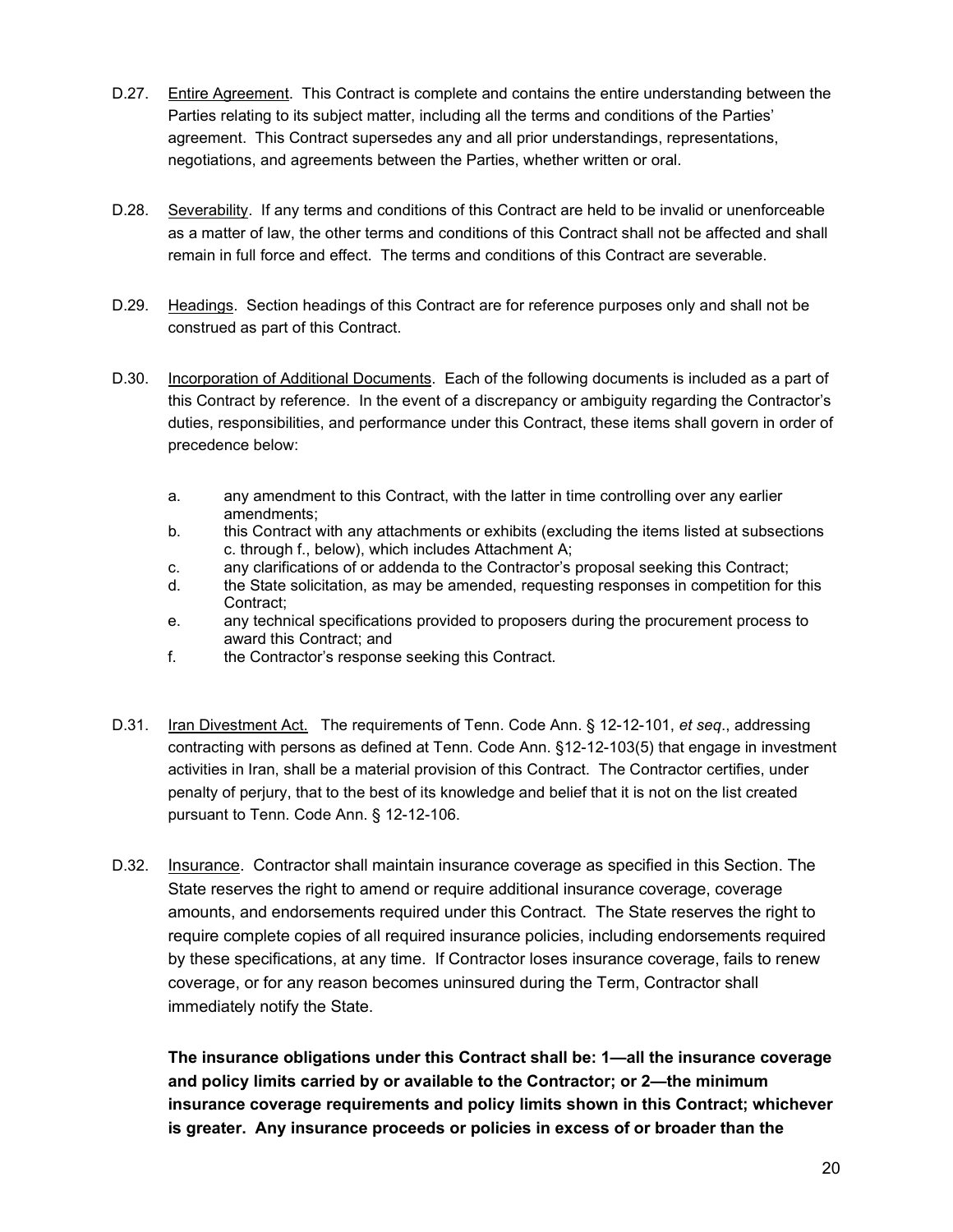D.27. <u>Entire Agreement</u>. This Contract is complete and contains the entire understanding between the Parties relating to its subject matter, including all the terms and conditions of the Parties' agreement. This Contract supersedes any and all prior understandings, representations, negotiations, and agreements between the Parties, whether written or oral.

D.28. <u>Severability</u>. If any terms and conditions of this Contract are held to be invalid or unenforceable as a matter of law, the other terms and conditions of this Contract shall not be affected and shall remain in full force and effect. The terms and conditions of this Contract are severable.

D.29. <u>Headings</u>. Section headings of this Contract are for reference purposes only and shall not be construed as part of this Contract.

D.30. <u>Incorporation of Additional Documents</u>. Each of the following documents is included as a part of this Contract by reference. In the event of a discrepancy or ambiguity regarding the Contractor's duties, responsibilities, and performance under this Contract, these items shall govern in order of precedence below:

a. any amendment to this Contract, with the latter in time controlling over any earlier amendments;
b. this Contract with any attachments or exhibits (excluding the items listed at subsections c. through f., below), which includes Attachment A;
c. any clarifications of or addenda to the Contractor's proposal seeking this Contract;
d. the State solicitation, as may be amended, requesting responses in competition for this Contract;
e. any technical specifications provided to proposers during the procurement process to award this Contract; and
f. the Contractor's response seeking this Contract.

D.31. <u>Iran Divestment Act.</u> The requirements of Tenn. Code Ann. § 12-12-101, *et seq*., addressing contracting with persons as defined at Tenn. Code Ann. §12-12-103(5) that engage in investment activities in Iran, shall be a material provision of this Contract. The Contractor certifies, under penalty of perjury, that to the best of its knowledge and belief that it is not on the list created pursuant to Tenn. Code Ann. § 12-12-106.

D.32. <u>Insurance</u>. Contractor shall maintain insurance coverage as specified in this Section. The State reserves the right to amend or require additional insurance coverage, coverage amounts, and endorsements required under this Contract. The State reserves the right to require complete copies of all required insurance policies, including endorsements required by these specifications, at any time. If Contractor loses insurance coverage, fails to renew coverage, or for any reason becomes uninsured during the Term, Contractor shall immediately notify the State.

**The insurance obligations under this Contract shall be: 1—all the insurance coverage and policy limits carried by or available to the Contractor; or 2—the minimum insurance coverage requirements and policy limits shown in this Contract; whichever is greater. Any insurance proceeds or policies in excess of or broader than the**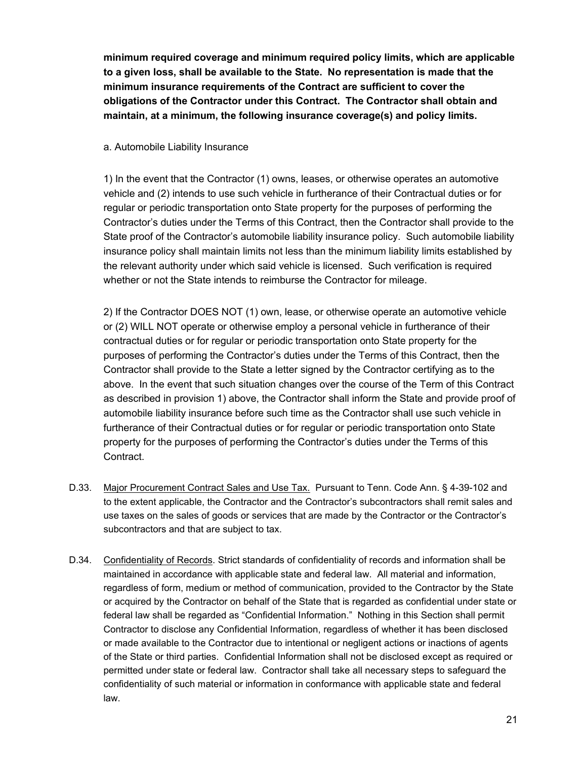**minimum required coverage and minimum required policy limits, which are applicable to a given loss, shall be available to the State. No representation is made that the minimum insurance requirements of the Contract are sufficient to cover the obligations of the Contractor under this Contract. The Contractor shall obtain and maintain, at a minimum, the following insurance coverage(s) and policy limits.**

a. Automobile Liability Insurance

1) In the event that the Contractor (1) owns, leases, or otherwise operates an automotive vehicle and (2) intends to use such vehicle in furtherance of their Contractual duties or for regular or periodic transportation onto State property for the purposes of performing the Contractor's duties under the Terms of this Contract, then the Contractor shall provide to the State proof of the Contractor's automobile liability insurance policy. Such automobile liability insurance policy shall maintain limits not less than the minimum liability limits established by the relevant authority under which said vehicle is licensed. Such verification is required whether or not the State intends to reimburse the Contractor for mileage.

2) If the Contractor DOES NOT (1) own, lease, or otherwise operate an automotive vehicle or (2) WILL NOT operate or otherwise employ a personal vehicle in furtherance of their contractual duties or for regular or periodic transportation onto State property for the purposes of performing the Contractor's duties under the Terms of this Contract, then the Contractor shall provide to the State a letter signed by the Contractor certifying as to the above. In the event that such situation changes over the course of the Term of this Contract as described in provision 1) above, the Contractor shall inform the State and provide proof of automobile liability insurance before such time as the Contractor shall use such vehicle in furtherance of their Contractual duties or for regular or periodic transportation onto State property for the purposes of performing the Contractor's duties under the Terms of this Contract.

D.33. Major Procurement Contract Sales and Use Tax. Pursuant to Tenn. Code Ann. § 4-39-102 and to the extent applicable, the Contractor and the Contractor's subcontractors shall remit sales and use taxes on the sales of goods or services that are made by the Contractor or the Contractor's subcontractors and that are subject to tax.

D.34. Confidentiality of Records. Strict standards of confidentiality of records and information shall be maintained in accordance with applicable state and federal law. All material and information, regardless of form, medium or method of communication, provided to the Contractor by the State or acquired by the Contractor on behalf of the State that is regarded as confidential under state or federal law shall be regarded as "Confidential Information." Nothing in this Section shall permit Contractor to disclose any Confidential Information, regardless of whether it has been disclosed or made available to the Contractor due to intentional or negligent actions or inactions of agents of the State or third parties. Confidential Information shall not be disclosed except as required or permitted under state or federal law. Contractor shall take all necessary steps to safeguard the confidentiality of such material or information in conformance with applicable state and federal law.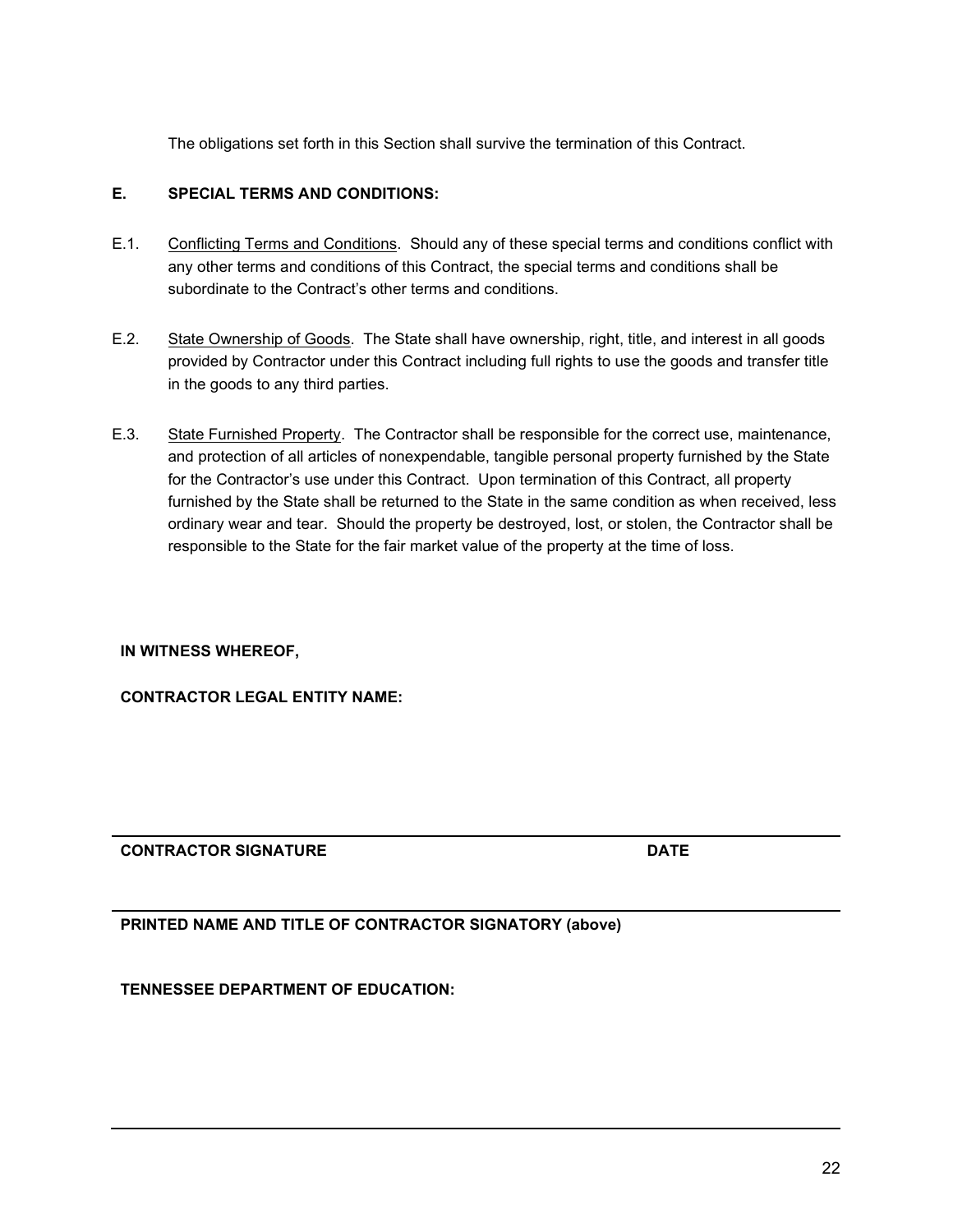The obligations set forth in this Section shall survive the termination of this Contract.

**E. SPECIAL TERMS AND CONDITIONS:**

E.1. Conflicting Terms and Conditions. Should any of these special terms and conditions conflict with any other terms and conditions of this Contract, the special terms and conditions shall be subordinate to the Contract's other terms and conditions.

E.2. State Ownership of Goods. The State shall have ownership, right, title, and interest in all goods provided by Contractor under this Contract including full rights to use the goods and transfer title in the goods to any third parties.

E.3. State Furnished Property. The Contractor shall be responsible for the correct use, maintenance, and protection of all articles of nonexpendable, tangible personal property furnished by the State for the Contractor's use under this Contract. Upon termination of this Contract, all property furnished by the State shall be returned to the State in the same condition as when received, less ordinary wear and tear. Should the property be destroyed, lost, or stolen, the Contractor shall be responsible to the State for the fair market value of the property at the time of loss.

**IN WITNESS WHEREOF,**

**CONTRACTOR LEGAL ENTITY NAME:**

---

**CONTRACTOR SIGNATURE** **DATE**

---

**PRINTED NAME AND TITLE OF CONTRACTOR SIGNATORY (above)**

**TENNESSEE DEPARTMENT OF EDUCATION:**

---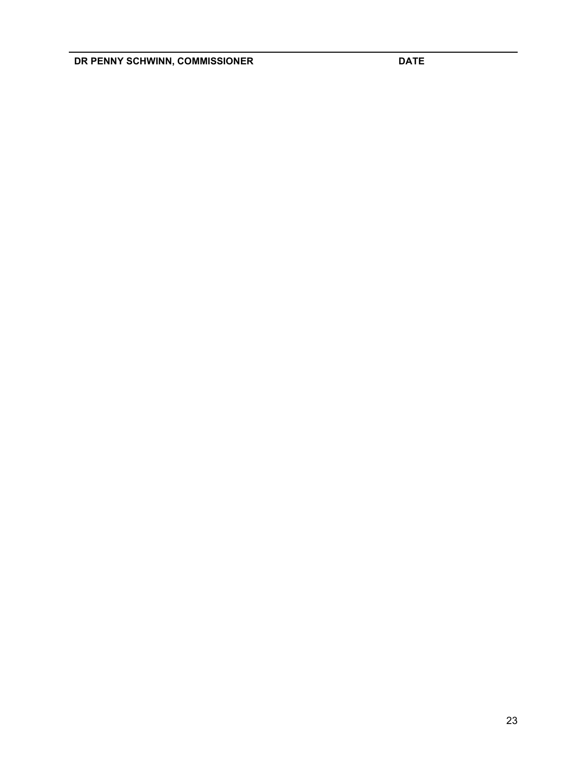**DR PENNY SCHWINN, COMMISSIONER** **DATE**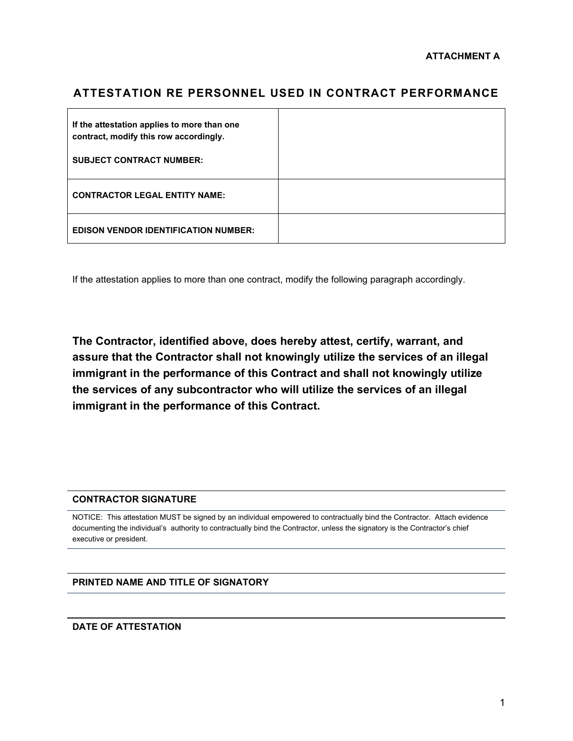**ATTACHMENT A**

## ATTESTATION RE PERSONNEL USED IN CONTRACT PERFORMANCE

| | |
|---|---|
| **If the attestation applies to more than one contract, modify this row accordingly.**<br><br>**SUBJECT CONTRACT NUMBER:** | |
| **CONTRACTOR LEGAL ENTITY NAME:** | |
| **EDISON VENDOR IDENTIFICATION NUMBER:** | |

If the attestation applies to more than one contract, modify the following paragraph accordingly.

**The Contractor, identified above, does hereby attest, certify, warrant, and assure that the Contractor shall not knowingly utilize the services of an illegal immigrant in the performance of this Contract and shall not knowingly utilize the services of any subcontractor who will utilize the services of an illegal immigrant in the performance of this Contract.**

**CONTRACTOR SIGNATURE**

NOTICE: This attestation MUST be signed by an individual empowered to contractually bind the Contractor. Attach evidence documenting the individual's authority to contractually bind the Contractor, unless the signatory is the Contractor's chief executive or president.

**PRINTED NAME AND TITLE OF SIGNATORY**

**DATE OF ATTESTATION**